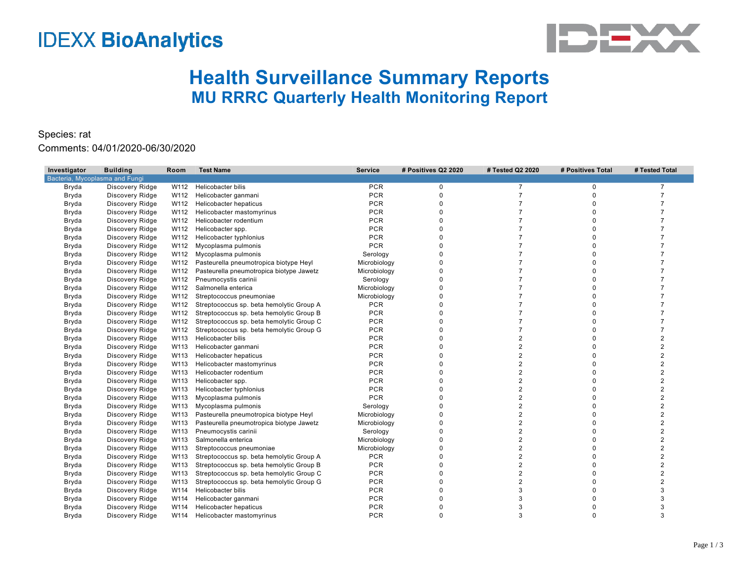IDEXX BioAnalytics

# Health Surveillance Summary Reports
## MU RRRC Quarterly Health Monitoring Report

Species: rat

Comments: 04/01/2020-06/30/2020

| Investigator | Building | Room | Test Name | Service | # Positives Q2 2020 | # Tested Q2 2020 | # Positives Total | # Tested Total |
|---|---|---|---|---|---|---|---|---|
| Bacteria, Mycoplasma and Fungi | | | | | | | | |
| Bryda | Discovery Ridge | W112 | Helicobacter bilis | PCR | 0 | 7 | 0 | 7 |
| Bryda | Discovery Ridge | W112 | Helicobacter ganmani | PCR | 0 | 7 | 0 | 7 |
| Bryda | Discovery Ridge | W112 | Helicobacter hepaticus | PCR | 0 | 7 | 0 | 7 |
| Bryda | Discovery Ridge | W112 | Helicobacter mastomyrinus | PCR | 0 | 7 | 0 | 7 |
| Bryda | Discovery Ridge | W112 | Helicobacter rodentium | PCR | 0 | 7 | 0 | 7 |
| Bryda | Discovery Ridge | W112 | Helicobacter spp. | PCR | 0 | 7 | 0 | 7 |
| Bryda | Discovery Ridge | W112 | Helicobacter typhlonius | PCR | 0 | 7 | 0 | 7 |
| Bryda | Discovery Ridge | W112 | Mycoplasma pulmonis | PCR | 0 | 7 | 0 | 7 |
| Bryda | Discovery Ridge | W112 | Mycoplasma pulmonis | Serology | 0 | 7 | 0 | 7 |
| Bryda | Discovery Ridge | W112 | Pasteurella pneumotropica biotype Heyl | Microbiology | 0 | 7 | 0 | 7 |
| Bryda | Discovery Ridge | W112 | Pasteurella pneumotropica biotype Jawetz | Microbiology | 0 | 7 | 0 | 7 |
| Bryda | Discovery Ridge | W112 | Pneumocystis carinii | Serology | 0 | 7 | 0 | 7 |
| Bryda | Discovery Ridge | W112 | Salmonella enterica | Microbiology | 0 | 7 | 0 | 7 |
| Bryda | Discovery Ridge | W112 | Streptococcus pneumoniae | Microbiology | 0 | 7 | 0 | 7 |
| Bryda | Discovery Ridge | W112 | Streptococcus sp. beta hemolytic Group A | PCR | 0 | 7 | 0 | 7 |
| Bryda | Discovery Ridge | W112 | Streptococcus sp. beta hemolytic Group B | PCR | 0 | 7 | 0 | 7 |
| Bryda | Discovery Ridge | W112 | Streptococcus sp. beta hemolytic Group C | PCR | 0 | 7 | 0 | 7 |
| Bryda | Discovery Ridge | W112 | Streptococcus sp. beta hemolytic Group G | PCR | 0 | 7 | 0 | 7 |
| Bryda | Discovery Ridge | W113 | Helicobacter bilis | PCR | 0 | 2 | 0 | 2 |
| Bryda | Discovery Ridge | W113 | Helicobacter ganmani | PCR | 0 | 2 | 0 | 2 |
| Bryda | Discovery Ridge | W113 | Helicobacter hepaticus | PCR | 0 | 2 | 0 | 2 |
| Bryda | Discovery Ridge | W113 | Helicobacter mastomyrinus | PCR | 0 | 2 | 0 | 2 |
| Bryda | Discovery Ridge | W113 | Helicobacter rodentium | PCR | 0 | 2 | 0 | 2 |
| Bryda | Discovery Ridge | W113 | Helicobacter spp. | PCR | 0 | 2 | 0 | 2 |
| Bryda | Discovery Ridge | W113 | Helicobacter typhlonius | PCR | 0 | 2 | 0 | 2 |
| Bryda | Discovery Ridge | W113 | Mycoplasma pulmonis | PCR | 0 | 2 | 0 | 2 |
| Bryda | Discovery Ridge | W113 | Mycoplasma pulmonis | Serology | 0 | 2 | 0 | 2 |
| Bryda | Discovery Ridge | W113 | Pasteurella pneumotropica biotype Heyl | Microbiology | 0 | 2 | 0 | 2 |
| Bryda | Discovery Ridge | W113 | Pasteurella pneumotropica biotype Jawetz | Microbiology | 0 | 2 | 0 | 2 |
| Bryda | Discovery Ridge | W113 | Pneumocystis carinii | Serology | 0 | 2 | 0 | 2 |
| Bryda | Discovery Ridge | W113 | Salmonella enterica | Microbiology | 0 | 2 | 0 | 2 |
| Bryda | Discovery Ridge | W113 | Streptococcus pneumoniae | Microbiology | 0 | 2 | 0 | 2 |
| Bryda | Discovery Ridge | W113 | Streptococcus sp. beta hemolytic Group A | PCR | 0 | 2 | 0 | 2 |
| Bryda | Discovery Ridge | W113 | Streptococcus sp. beta hemolytic Group B | PCR | 0 | 2 | 0 | 2 |
| Bryda | Discovery Ridge | W113 | Streptococcus sp. beta hemolytic Group C | PCR | 0 | 2 | 0 | 2 |
| Bryda | Discovery Ridge | W113 | Streptococcus sp. beta hemolytic Group G | PCR | 0 | 2 | 0 | 2 |
| Bryda | Discovery Ridge | W114 | Helicobacter bilis | PCR | 0 | 3 | 0 | 3 |
| Bryda | Discovery Ridge | W114 | Helicobacter ganmani | PCR | 0 | 3 | 0 | 3 |
| Bryda | Discovery Ridge | W114 | Helicobacter hepaticus | PCR | 0 | 3 | 0 | 3 |
| Bryda | Discovery Ridge | W114 | Helicobacter mastomyrinus | PCR | 0 | 3 | 0 | 3 |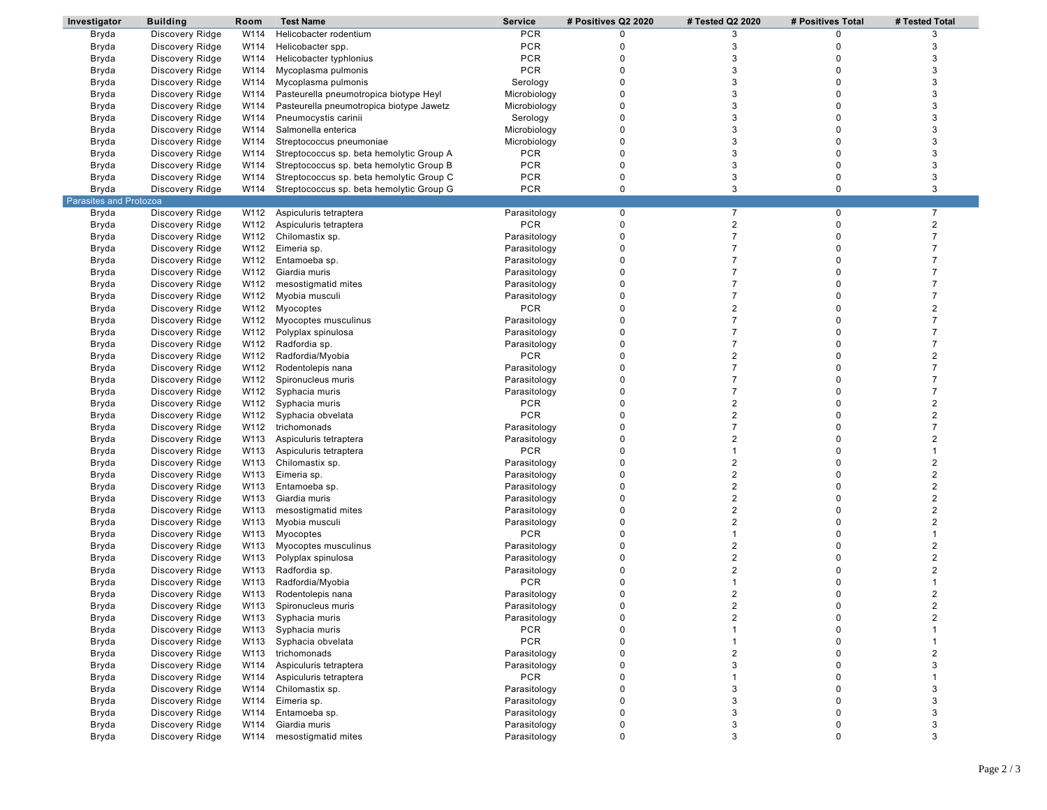| Investigator | Building | Room | Test Name | Service | # Positives Q2 2020 | # Tested Q2 2020 | # Positives Total | # Tested Total |
|---|---|---|---|---|---|---|---|---|
| Bryda | Discovery Ridge | W114 | Helicobacter rodentium | PCR | 0 | 3 | 0 | 3 |
| Bryda | Discovery Ridge | W114 | Helicobacter spp. | PCR | 0 | 3 | 0 | 3 |
| Bryda | Discovery Ridge | W114 | Helicobacter typhlonius | PCR | 0 | 3 | 0 | 3 |
| Bryda | Discovery Ridge | W114 | Mycoplasma pulmonis | PCR | 0 | 3 | 0 | 3 |
| Bryda | Discovery Ridge | W114 | Mycoplasma pulmonis | Serology | 0 | 3 | 0 | 3 |
| Bryda | Discovery Ridge | W114 | Pasteurella pneumotropica biotype Heyl | Microbiology | 0 | 3 | 0 | 3 |
| Bryda | Discovery Ridge | W114 | Pasteurella pneumotropica biotype Jawetz | Microbiology | 0 | 3 | 0 | 3 |
| Bryda | Discovery Ridge | W114 | Pneumocystis carinii | Serology | 0 | 3 | 0 | 3 |
| Bryda | Discovery Ridge | W114 | Salmonella enterica | Microbiology | 0 | 3 | 0 | 3 |
| Bryda | Discovery Ridge | W114 | Streptococcus pneumoniae | Microbiology | 0 | 3 | 0 | 3 |
| Bryda | Discovery Ridge | W114 | Streptococcus sp. beta hemolytic Group A | PCR | 0 | 3 | 0 | 3 |
| Bryda | Discovery Ridge | W114 | Streptococcus sp. beta hemolytic Group B | PCR | 0 | 3 | 0 | 3 |
| Bryda | Discovery Ridge | W114 | Streptococcus sp. beta hemolytic Group C | PCR | 0 | 3 | 0 | 3 |
| Bryda | Discovery Ridge | W114 | Streptococcus sp. beta hemolytic Group G | PCR | 0 | 3 | 0 | 3 |
| **Parasites and Protozoa** | | | | | | | | |
| Bryda | Discovery Ridge | W112 | Aspiculuris tetraptera | Parasitology | 0 | 7 | 0 | 7 |
| Bryda | Discovery Ridge | W112 | Aspiculuris tetraptera | PCR | 0 | 2 | 0 | 2 |
| Bryda | Discovery Ridge | W112 | Chilomastix sp. | Parasitology | 0 | 7 | 0 | 7 |
| Bryda | Discovery Ridge | W112 | Eimeria sp. | Parasitology | 0 | 7 | 0 | 7 |
| Bryda | Discovery Ridge | W112 | Entamoeba sp. | Parasitology | 0 | 7 | 0 | 7 |
| Bryda | Discovery Ridge | W112 | Giardia muris | Parasitology | 0 | 7 | 0 | 7 |
| Bryda | Discovery Ridge | W112 | mesostigmatid mites | Parasitology | 0 | 7 | 0 | 7 |
| Bryda | Discovery Ridge | W112 | Myobia musculi | Parasitology | 0 | 7 | 0 | 7 |
| Bryda | Discovery Ridge | W112 | Myocoptes | PCR | 0 | 2 | 0 | 2 |
| Bryda | Discovery Ridge | W112 | Myocoptes musculinus | Parasitology | 0 | 7 | 0 | 7 |
| Bryda | Discovery Ridge | W112 | Polyplax spinulosa | Parasitology | 0 | 7 | 0 | 7 |
| Bryda | Discovery Ridge | W112 | Radfordia sp. | Parasitology | 0 | 7 | 0 | 7 |
| Bryda | Discovery Ridge | W112 | Radfordia/Myobia | PCR | 0 | 2 | 0 | 2 |
| Bryda | Discovery Ridge | W112 | Rodentolepis nana | Parasitology | 0 | 7 | 0 | 7 |
| Bryda | Discovery Ridge | W112 | Spironucleus muris | Parasitology | 0 | 7 | 0 | 7 |
| Bryda | Discovery Ridge | W112 | Syphacia muris | Parasitology | 0 | 7 | 0 | 7 |
| Bryda | Discovery Ridge | W112 | Syphacia muris | PCR | 0 | 2 | 0 | 2 |
| Bryda | Discovery Ridge | W112 | Syphacia obvelata | PCR | 0 | 2 | 0 | 2 |
| Bryda | Discovery Ridge | W112 | trichomonads | Parasitology | 0 | 7 | 0 | 7 |
| Bryda | Discovery Ridge | W113 | Aspiculuris tetraptera | Parasitology | 0 | 2 | 0 | 2 |
| Bryda | Discovery Ridge | W113 | Aspiculuris tetraptera | PCR | 0 | 1 | 0 | 1 |
| Bryda | Discovery Ridge | W113 | Chilomastix sp. | Parasitology | 0 | 2 | 0 | 2 |
| Bryda | Discovery Ridge | W113 | Eimeria sp. | Parasitology | 0 | 2 | 0 | 2 |
| Bryda | Discovery Ridge | W113 | Entamoeba sp. | Parasitology | 0 | 2 | 0 | 2 |
| Bryda | Discovery Ridge | W113 | Giardia muris | Parasitology | 0 | 2 | 0 | 2 |
| Bryda | Discovery Ridge | W113 | mesostigmatid mites | Parasitology | 0 | 2 | 0 | 2 |
| Bryda | Discovery Ridge | W113 | Myobia musculi | Parasitology | 0 | 2 | 0 | 2 |
| Bryda | Discovery Ridge | W113 | Myocoptes | PCR | 0 | 1 | 0 | 1 |
| Bryda | Discovery Ridge | W113 | Myocoptes musculinus | Parasitology | 0 | 2 | 0 | 2 |
| Bryda | Discovery Ridge | W113 | Polyplax spinulosa | Parasitology | 0 | 2 | 0 | 2 |
| Bryda | Discovery Ridge | W113 | Radfordia sp. | Parasitology | 0 | 2 | 0 | 2 |
| Bryda | Discovery Ridge | W113 | Radfordia/Myobia | PCR | 0 | 1 | 0 | 1 |
| Bryda | Discovery Ridge | W113 | Rodentolepis nana | Parasitology | 0 | 2 | 0 | 2 |
| Bryda | Discovery Ridge | W113 | Spironucleus muris | Parasitology | 0 | 2 | 0 | 2 |
| Bryda | Discovery Ridge | W113 | Syphacia muris | Parasitology | 0 | 2 | 0 | 2 |
| Bryda | Discovery Ridge | W113 | Syphacia muris | PCR | 0 | 1 | 0 | 1 |
| Bryda | Discovery Ridge | W113 | Syphacia obvelata | PCR | 0 | 1 | 0 | 1 |
| Bryda | Discovery Ridge | W113 | trichomonads | Parasitology | 0 | 2 | 0 | 2 |
| Bryda | Discovery Ridge | W114 | Aspiculuris tetraptera | Parasitology | 0 | 3 | 0 | 3 |
| Bryda | Discovery Ridge | W114 | Aspiculuris tetraptera | PCR | 0 | 1 | 0 | 1 |
| Bryda | Discovery Ridge | W114 | Chilomastix sp. | Parasitology | 0 | 3 | 0 | 3 |
| Bryda | Discovery Ridge | W114 | Eimeria sp. | Parasitology | 0 | 3 | 0 | 3 |
| Bryda | Discovery Ridge | W114 | Entamoeba sp. | Parasitology | 0 | 3 | 0 | 3 |
| Bryda | Discovery Ridge | W114 | Giardia muris | Parasitology | 0 | 3 | 0 | 3 |
| Bryda | Discovery Ridge | W114 | mesostigmatid mites | Parasitology | 0 | 3 | 0 | 3 |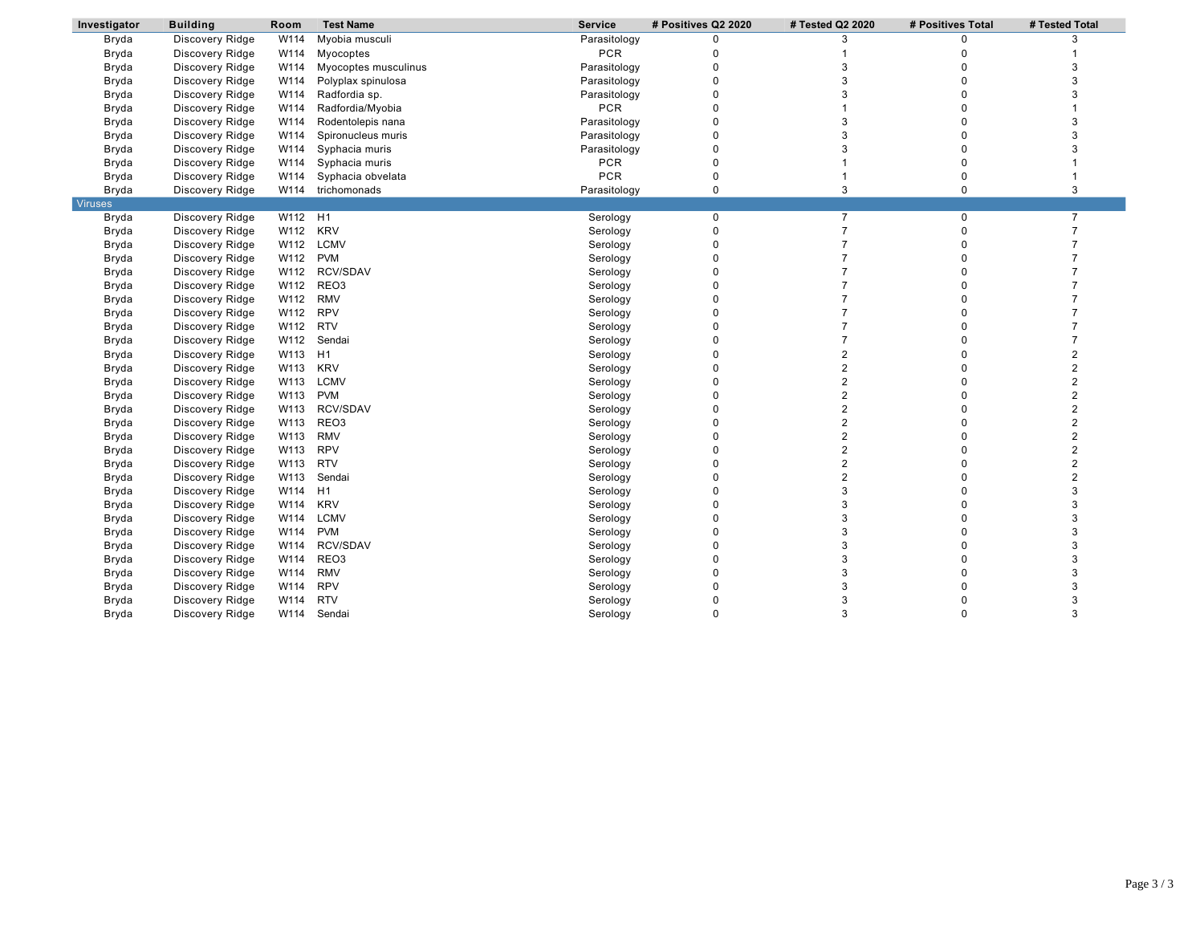| Investigator | Building | Room | Test Name | Service | # Positives Q2 2020 | # Tested Q2 2020 | # Positives Total | # Tested Total |
|---|---|---|---|---|---|---|---|---|
| Bryda | Discovery Ridge | W114 | Myobia musculi | Parasitology | 0 | 3 | 0 | 3 |
| Bryda | Discovery Ridge | W114 | Myocoptes | PCR | 0 | 1 | 0 | 1 |
| Bryda | Discovery Ridge | W114 | Myocoptes musculinus | Parasitology | 0 | 3 | 0 | 3 |
| Bryda | Discovery Ridge | W114 | Polyplax spinulosa | Parasitology | 0 | 3 | 0 | 3 |
| Bryda | Discovery Ridge | W114 | Radfordia sp. | Parasitology | 0 | 3 | 0 | 3 |
| Bryda | Discovery Ridge | W114 | Radfordia/Myobia | PCR | 0 | 1 | 0 | 1 |
| Bryda | Discovery Ridge | W114 | Rodentolepis nana | Parasitology | 0 | 3 | 0 | 3 |
| Bryda | Discovery Ridge | W114 | Spironucleus muris | Parasitology | 0 | 3 | 0 | 3 |
| Bryda | Discovery Ridge | W114 | Syphacia muris | Parasitology | 0 | 3 | 0 | 3 |
| Bryda | Discovery Ridge | W114 | Syphacia muris | PCR | 0 | 1 | 0 | 1 |
| Bryda | Discovery Ridge | W114 | Syphacia obvelata | PCR | 0 | 1 | 0 | 1 |
| Bryda | Discovery Ridge | W114 | trichomonads | Parasitology | 0 | 3 | 0 | 3 |
| Viruses | | | | | | | | |
| Bryda | Discovery Ridge | W112 | H1 | Serology | 0 | 7 | 0 | 7 |
| Bryda | Discovery Ridge | W112 | KRV | Serology | 0 | 7 | 0 | 7 |
| Bryda | Discovery Ridge | W112 | LCMV | Serology | 0 | 7 | 0 | 7 |
| Bryda | Discovery Ridge | W112 | PVM | Serology | 0 | 7 | 0 | 7 |
| Bryda | Discovery Ridge | W112 | RCV/SDAV | Serology | 0 | 7 | 0 | 7 |
| Bryda | Discovery Ridge | W112 | REO3 | Serology | 0 | 7 | 0 | 7 |
| Bryda | Discovery Ridge | W112 | RMV | Serology | 0 | 7 | 0 | 7 |
| Bryda | Discovery Ridge | W112 | RPV | Serology | 0 | 7 | 0 | 7 |
| Bryda | Discovery Ridge | W112 | RTV | Serology | 0 | 7 | 0 | 7 |
| Bryda | Discovery Ridge | W112 | Sendai | Serology | 0 | 7 | 0 | 7 |
| Bryda | Discovery Ridge | W113 | H1 | Serology | 0 | 2 | 0 | 2 |
| Bryda | Discovery Ridge | W113 | KRV | Serology | 0 | 2 | 0 | 2 |
| Bryda | Discovery Ridge | W113 | LCMV | Serology | 0 | 2 | 0 | 2 |
| Bryda | Discovery Ridge | W113 | PVM | Serology | 0 | 2 | 0 | 2 |
| Bryda | Discovery Ridge | W113 | RCV/SDAV | Serology | 0 | 2 | 0 | 2 |
| Bryda | Discovery Ridge | W113 | REO3 | Serology | 0 | 2 | 0 | 2 |
| Bryda | Discovery Ridge | W113 | RMV | Serology | 0 | 2 | 0 | 2 |
| Bryda | Discovery Ridge | W113 | RPV | Serology | 0 | 2 | 0 | 2 |
| Bryda | Discovery Ridge | W113 | RTV | Serology | 0 | 2 | 0 | 2 |
| Bryda | Discovery Ridge | W113 | Sendai | Serology | 0 | 2 | 0 | 2 |
| Bryda | Discovery Ridge | W114 | H1 | Serology | 0 | 3 | 0 | 3 |
| Bryda | Discovery Ridge | W114 | KRV | Serology | 0 | 3 | 0 | 3 |
| Bryda | Discovery Ridge | W114 | LCMV | Serology | 0 | 3 | 0 | 3 |
| Bryda | Discovery Ridge | W114 | PVM | Serology | 0 | 3 | 0 | 3 |
| Bryda | Discovery Ridge | W114 | RCV/SDAV | Serology | 0 | 3 | 0 | 3 |
| Bryda | Discovery Ridge | W114 | REO3 | Serology | 0 | 3 | 0 | 3 |
| Bryda | Discovery Ridge | W114 | RMV | Serology | 0 | 3 | 0 | 3 |
| Bryda | Discovery Ridge | W114 | RPV | Serology | 0 | 3 | 0 | 3 |
| Bryda | Discovery Ridge | W114 | RTV | Serology | 0 | 3 | 0 | 3 |
| Bryda | Discovery Ridge | W114 | Sendai | Serology | 0 | 3 | 0 | 3 |